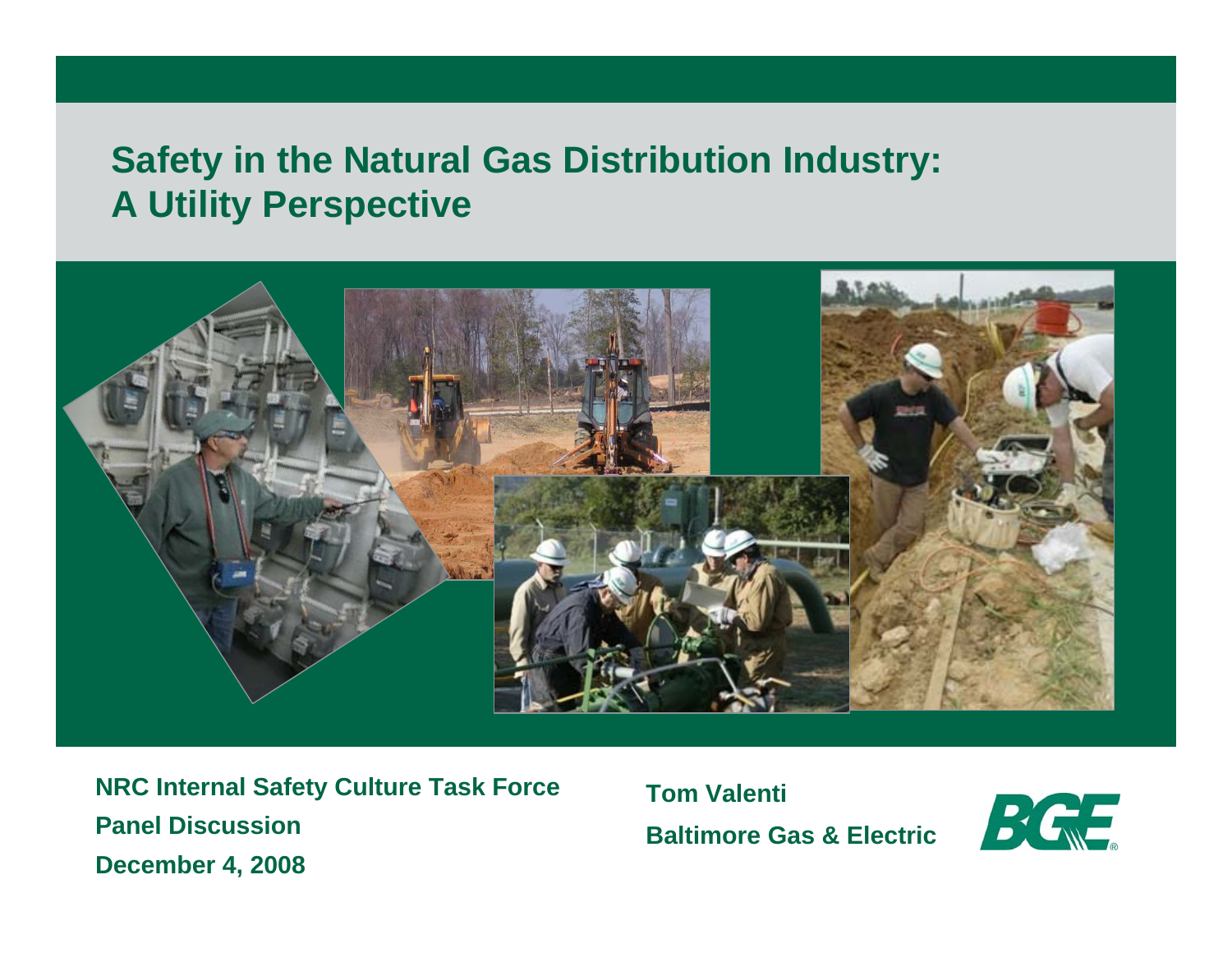# Safety in the Natural Gas Distribution Industry: A Utility Perspective

**NRC Internal Safety Culture Task Force**

**Panel Discussion**

**December 4, 2008**

**Tom Valenti**

**Baltimore Gas & Electric**

BGE®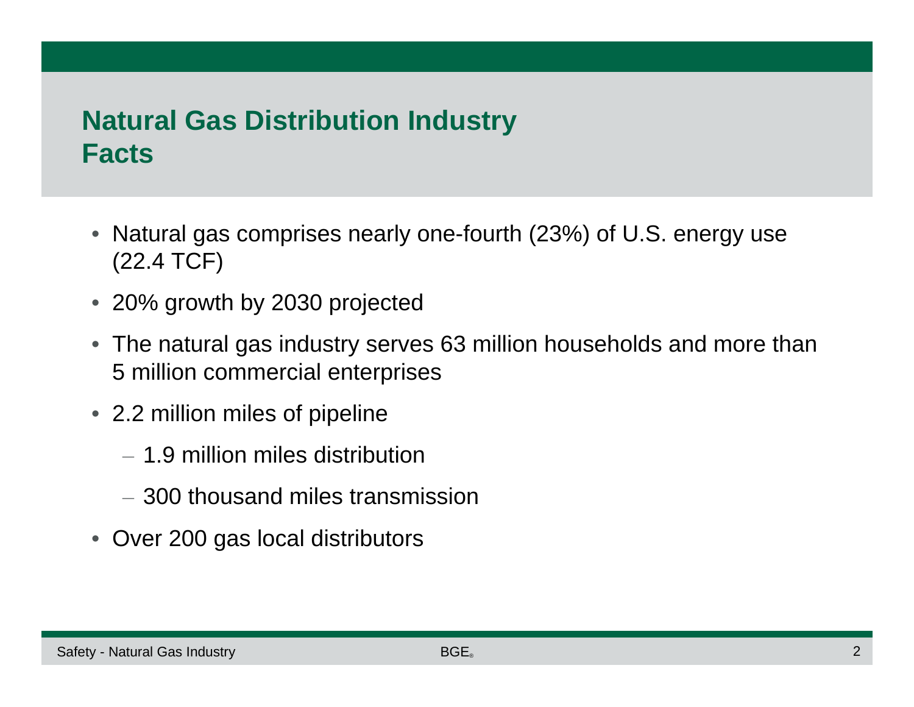# Natural Gas Distribution Industry Facts

- Natural gas comprises nearly one-fourth (23%) of U.S. energy use (22.4 TCF)
- 20% growth by 2030 projected
- The natural gas industry serves 63 million households and more than 5 million commercial enterprises
- 2.2 million miles of pipeline
  - 1.9 million miles distribution
  - 300 thousand miles transmission
- Over 200 gas local distributors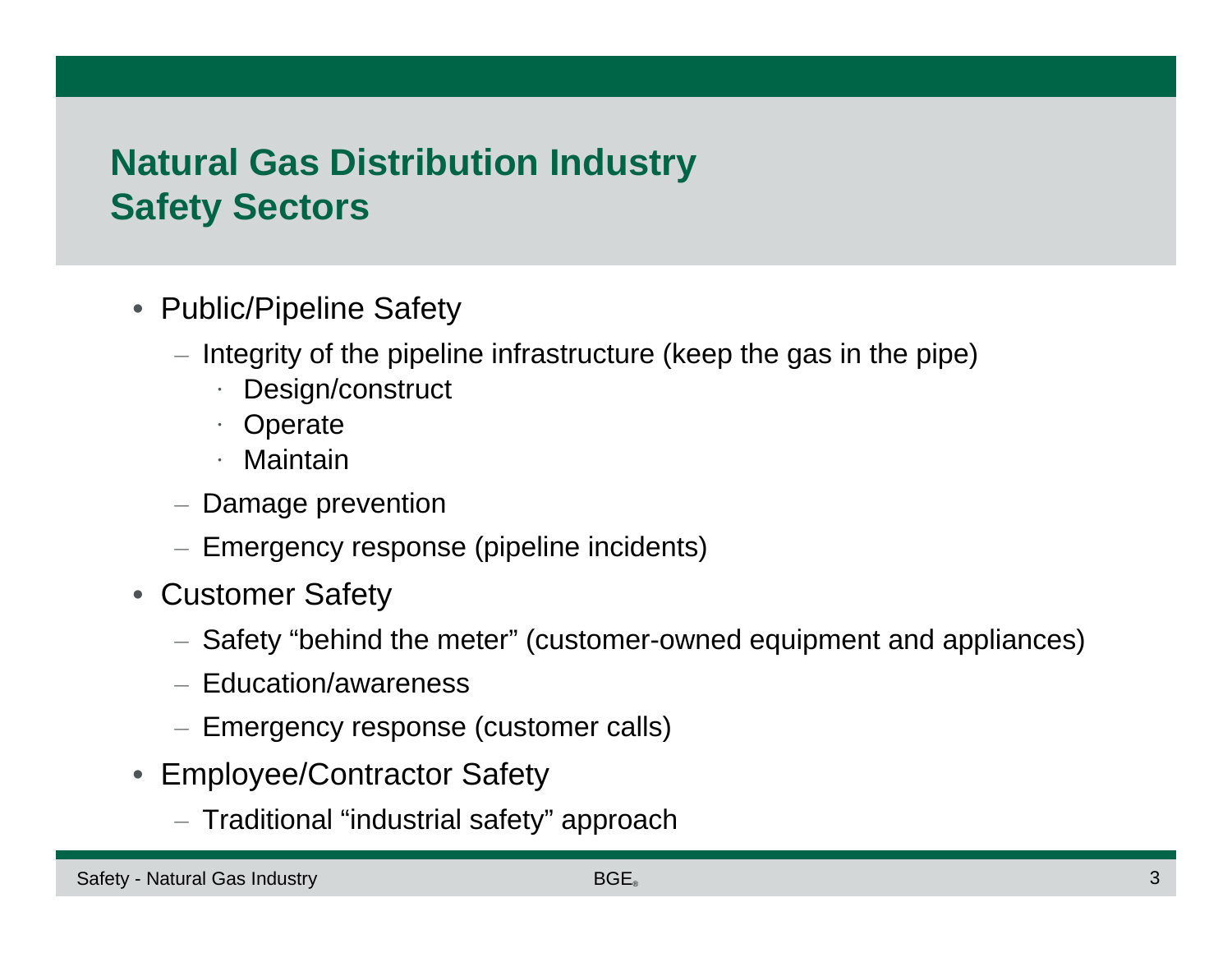# Natural Gas Distribution Industry Safety Sectors

- Public/Pipeline Safety
  - Integrity of the pipeline infrastructure (keep the gas in the pipe)
    - Design/construct
    - Operate
    - Maintain
  - Damage prevention
  - Emergency response (pipeline incidents)
- Customer Safety
  - Safety “behind the meter” (customer-owned equipment and appliances)
  - Education/awareness
  - Emergency response (customer calls)
- Employee/Contractor Safety
  - Traditional “industrial safety” approach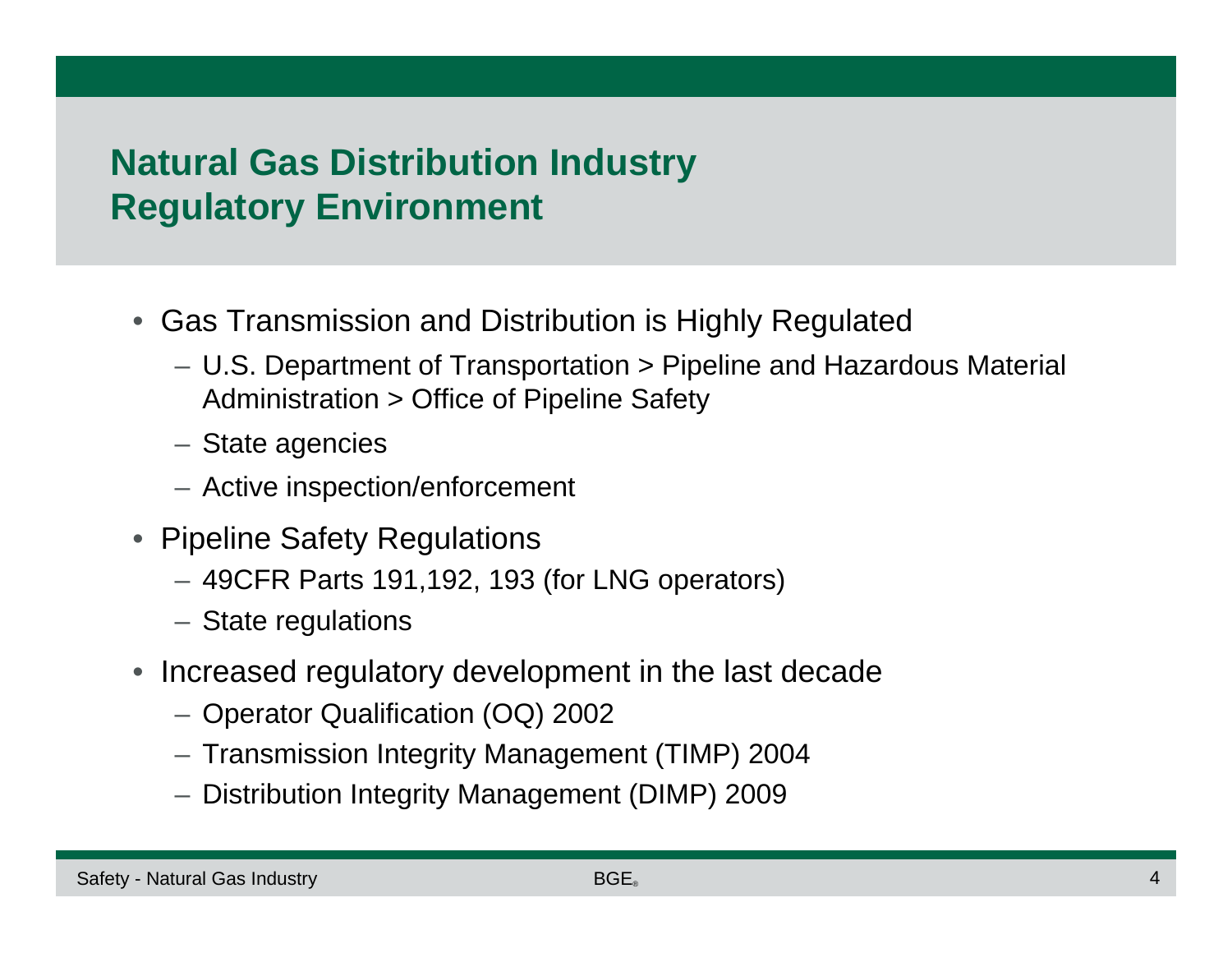# Natural Gas Distribution Industry Regulatory Environment

- Gas Transmission and Distribution is Highly Regulated
  - U.S. Department of Transportation > Pipeline and Hazardous Material Administration > Office of Pipeline Safety
  - State agencies
  - Active inspection/enforcement
- Pipeline Safety Regulations
  - 49CFR Parts 191,192, 193 (for LNG operators)
  - State regulations
- Increased regulatory development in the last decade
  - Operator Qualification (OQ) 2002
  - Transmission Integrity Management (TIMP) 2004
  - Distribution Integrity Management (DIMP) 2009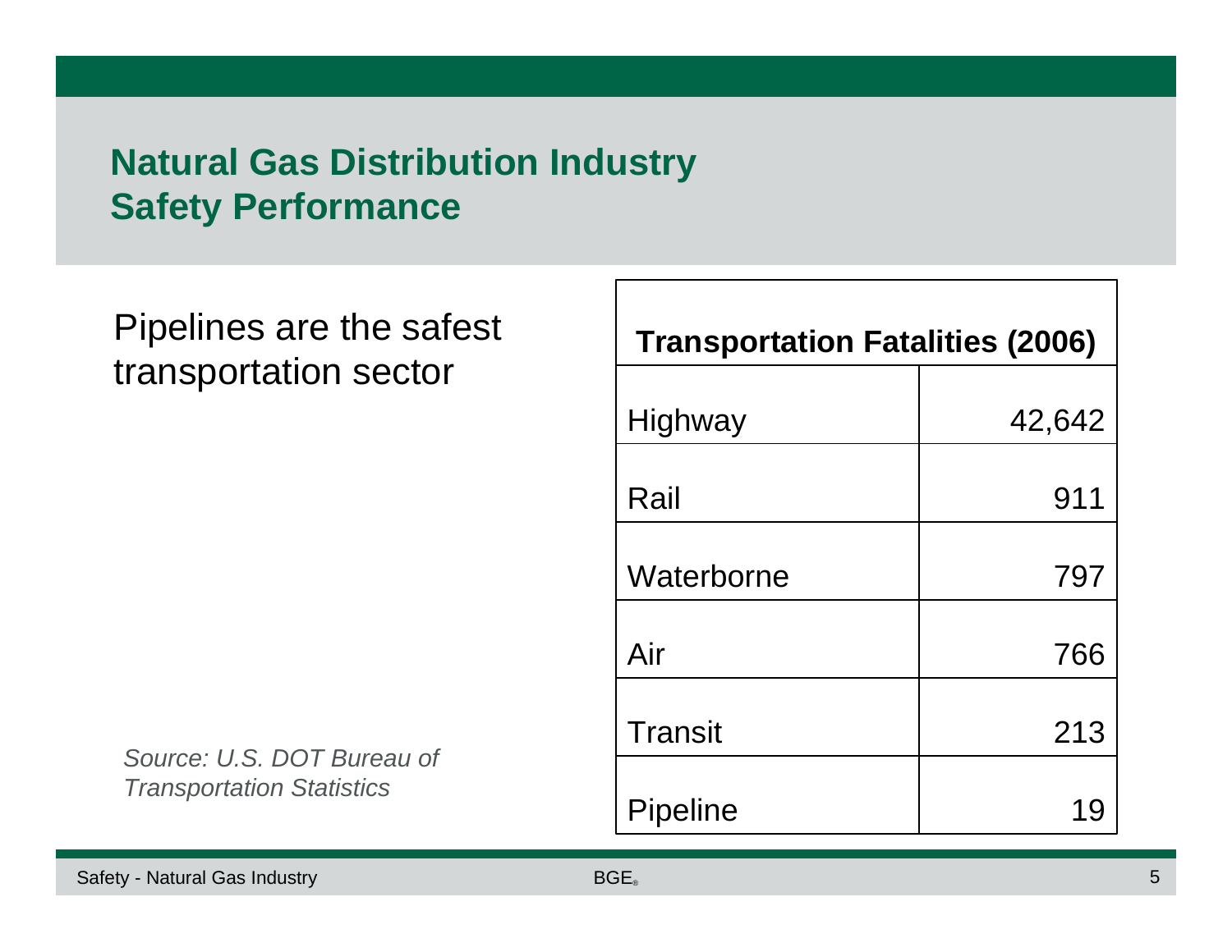# Natural Gas Distribution Industry Safety Performance

Pipelines are the safest transportation sector

| Transportation Fatalities (2006) | |
|---|---:|
| Highway | 42,642 |
| Rail | 911 |
| Waterborne | 797 |
| Air | 766 |
| Transit | 213 |
| Pipeline | 19 |

*Source: U.S. DOT Bureau of Transportation Statistics*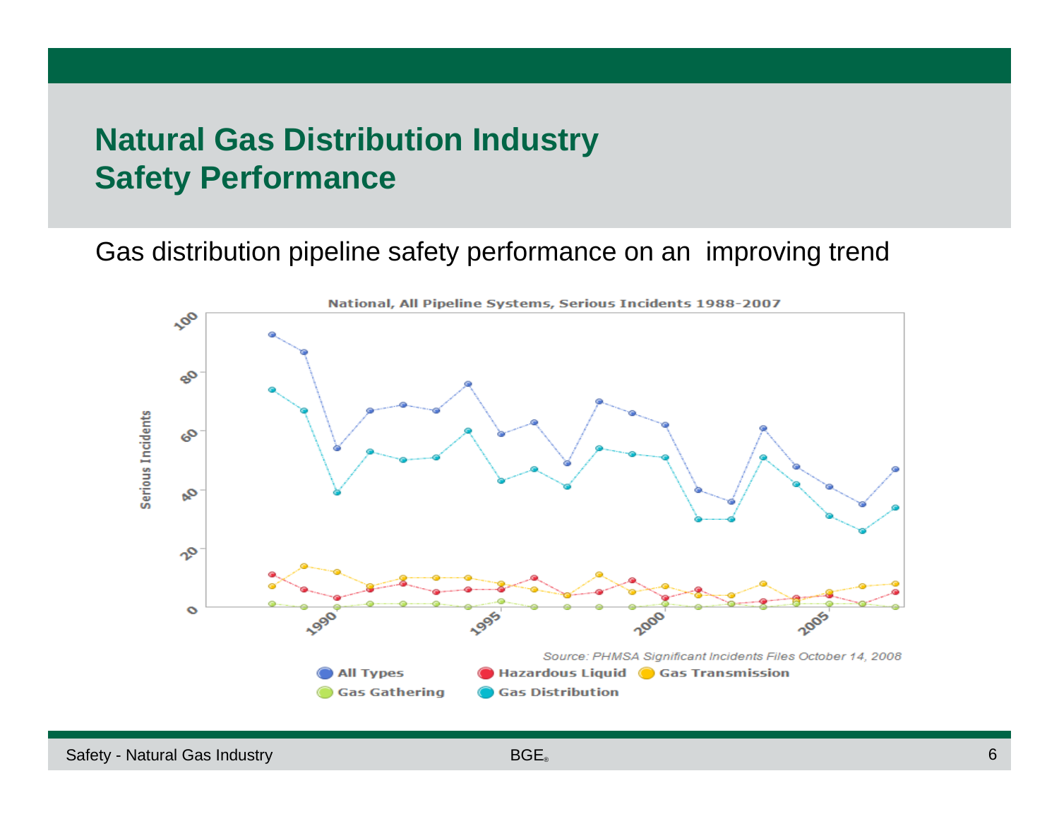# Natural Gas Distribution Industry Safety Performance

Gas distribution pipeline safety performance on an improving trend

National, All Pipeline Systems, Serious Incidents 1988-2007

Source: PHMSA Significant Incidents Files October 14, 2008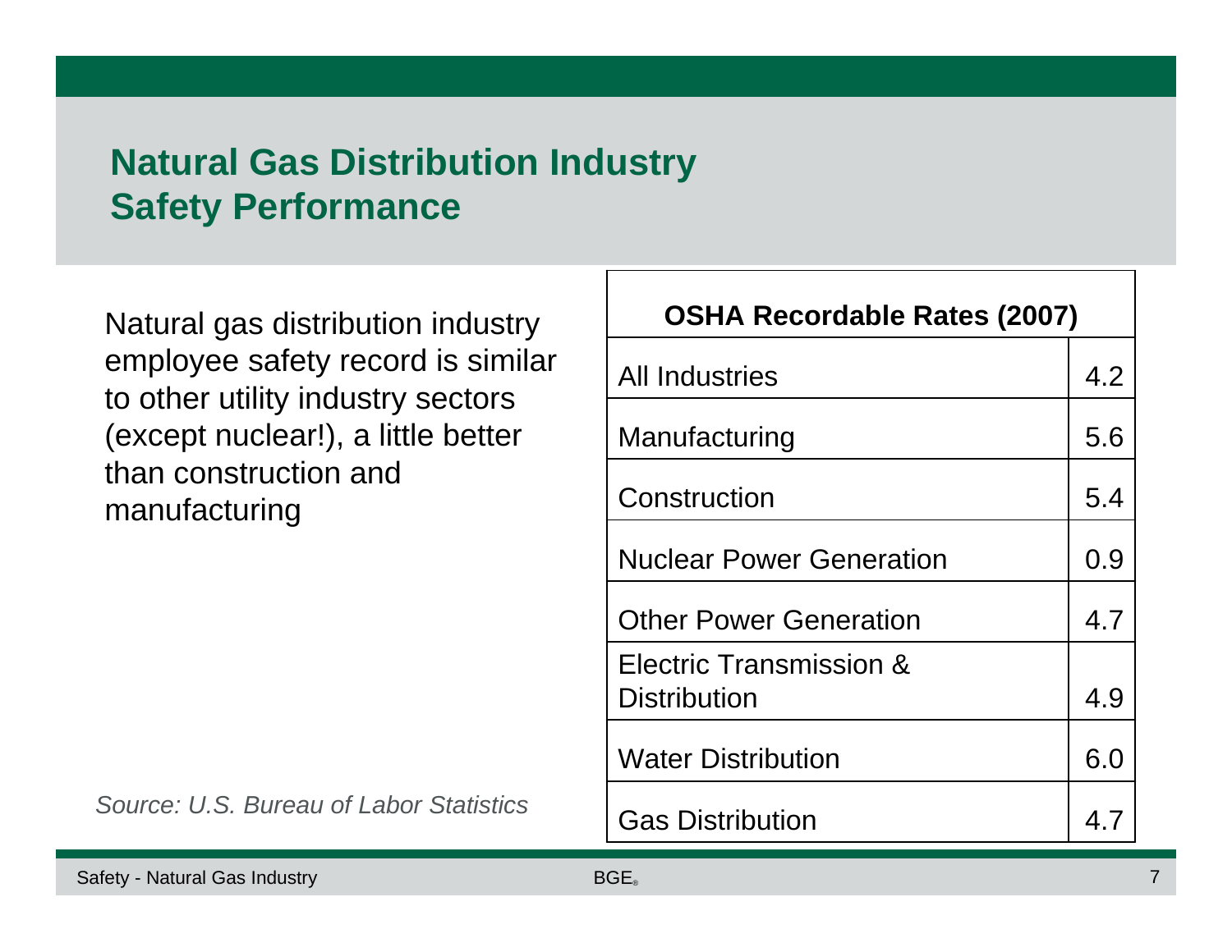# Natural Gas Distribution Industry Safety Performance

Natural gas distribution industry employee safety record is similar to other utility industry sectors (except nuclear!), a little better than construction and manufacturing

| OSHA Recordable Rates (2007) | |
|---|---|
| All Industries | 4.2 |
| Manufacturing | 5.6 |
| Construction | 5.4 |
| Nuclear Power Generation | 0.9 |
| Other Power Generation | 4.7 |
| Electric Transmission & Distribution | 4.9 |
| Water Distribution | 6.0 |
| Gas Distribution | 4.7 |

*Source: U.S. Bureau of Labor Statistics*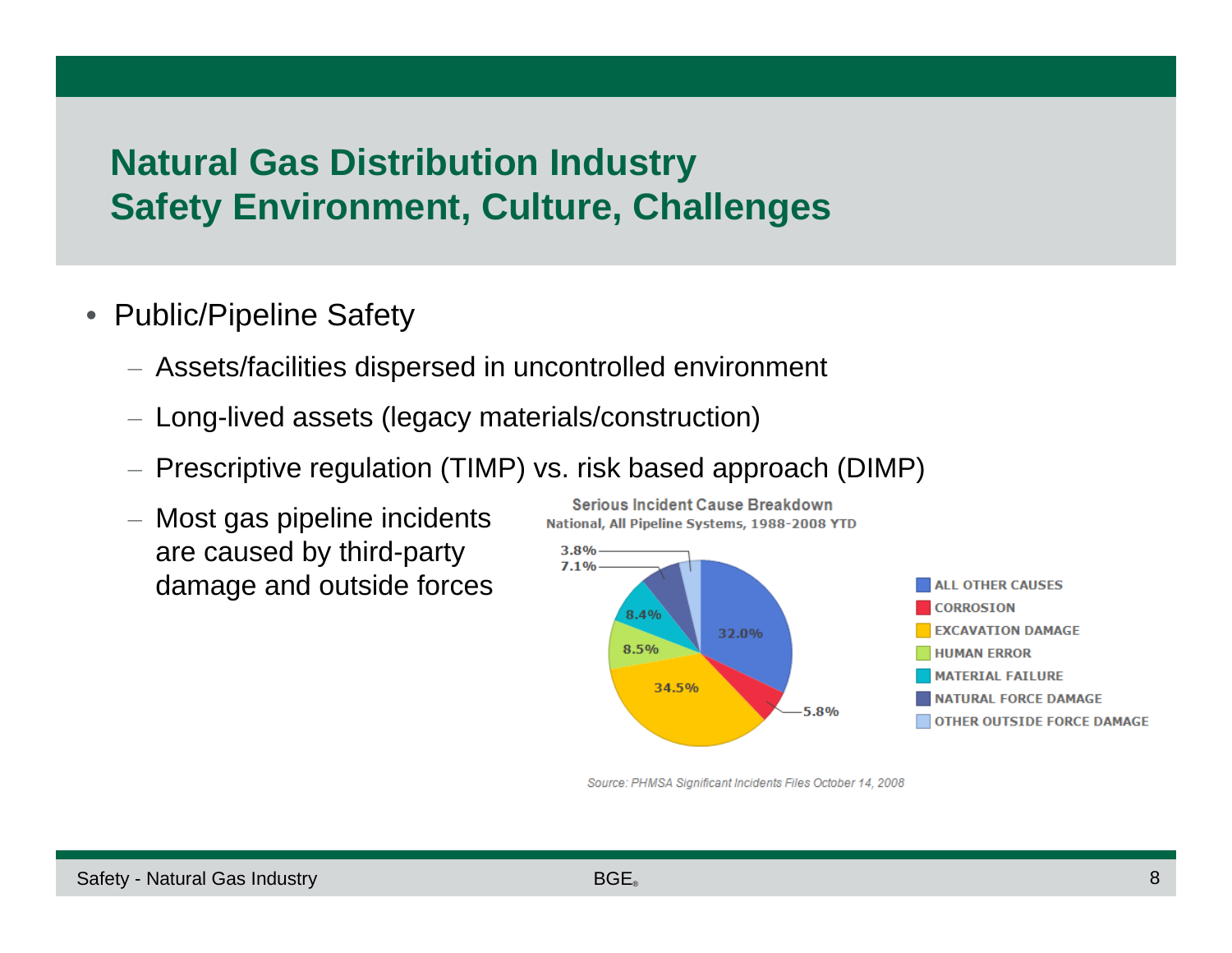# Natural Gas Distribution Industry
# Safety Environment, Culture, Challenges

- Public/Pipeline Safety
  - Assets/facilities dispersed in uncontrolled environment
  - Long-lived assets (legacy materials/construction)
  - Prescriptive regulation (TIMP) vs. risk based approach (DIMP)
  - Most gas pipeline incidents are caused by third-party damage and outside forces

**Serious Incident Cause Breakdown**
National, All Pipeline Systems, 1988-2008 YTD

| Cause | Percentage |
|---|---|
| ALL OTHER CAUSES | 32.0% |
| CORROSION | 5.8% |
| EXCAVATION DAMAGE | 34.5% |
| HUMAN ERROR | 8.5% |
| MATERIAL FAILURE | 8.4% |
| NATURAL FORCE DAMAGE | 7.1% |
| OTHER OUTSIDE FORCE DAMAGE | 3.8% |

*Source: PHMSA Significant Incidents Files October 14, 2008*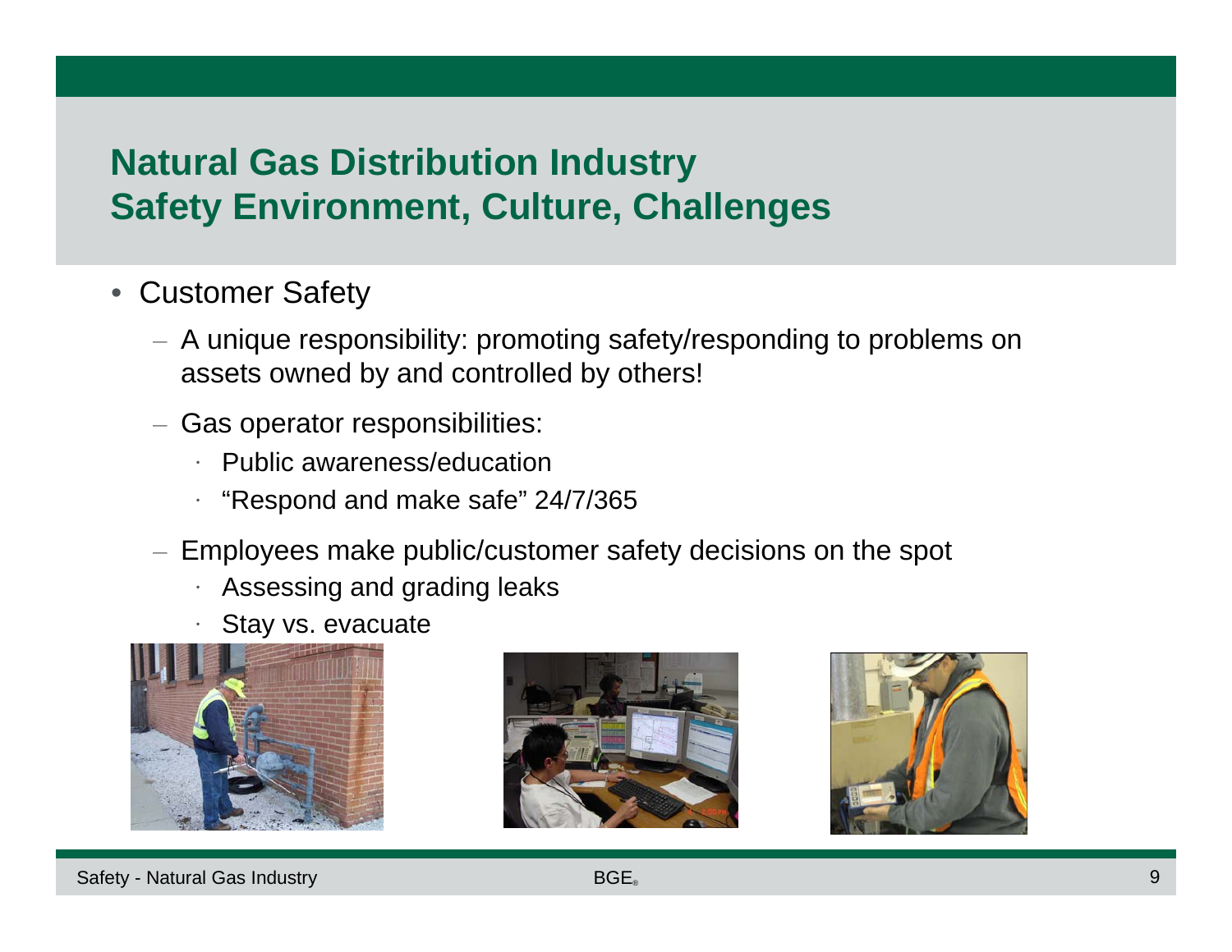# Natural Gas Distribution Industry
# Safety Environment, Culture, Challenges

- Customer Safety
  - A unique responsibility: promoting safety/responding to problems on assets owned by and controlled by others!
  - Gas operator responsibilities:
    - Public awareness/education
    - “Respond and make safe” 24/7/365
  - Employees make public/customer safety decisions on the spot
    - Assessing and grading leaks
    - Stay vs. evacuate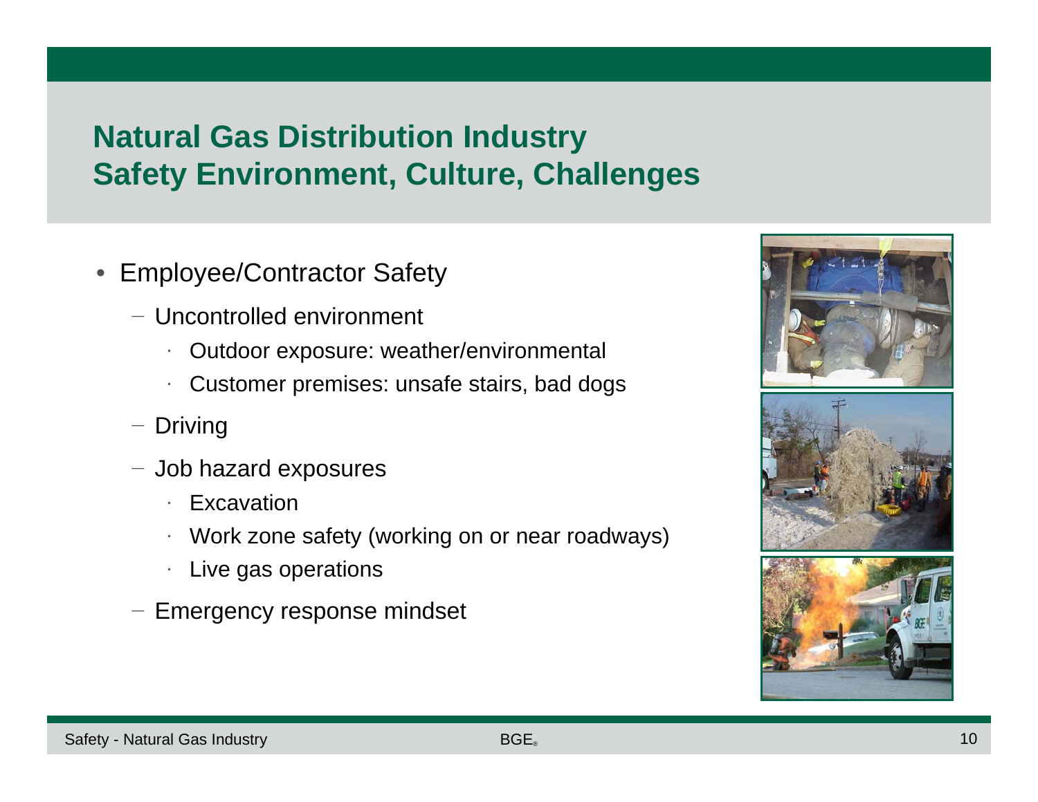# Natural Gas Distribution Industry
# Safety Environment, Culture, Challenges

- Employee/Contractor Safety
  - Uncontrolled environment
    - Outdoor exposure: weather/environmental
    - Customer premises: unsafe stairs, bad dogs
  - Driving
  - Job hazard exposures
    - Excavation
    - Work zone safety (working on or near roadways)
    - Live gas operations
  - Emergency response mindset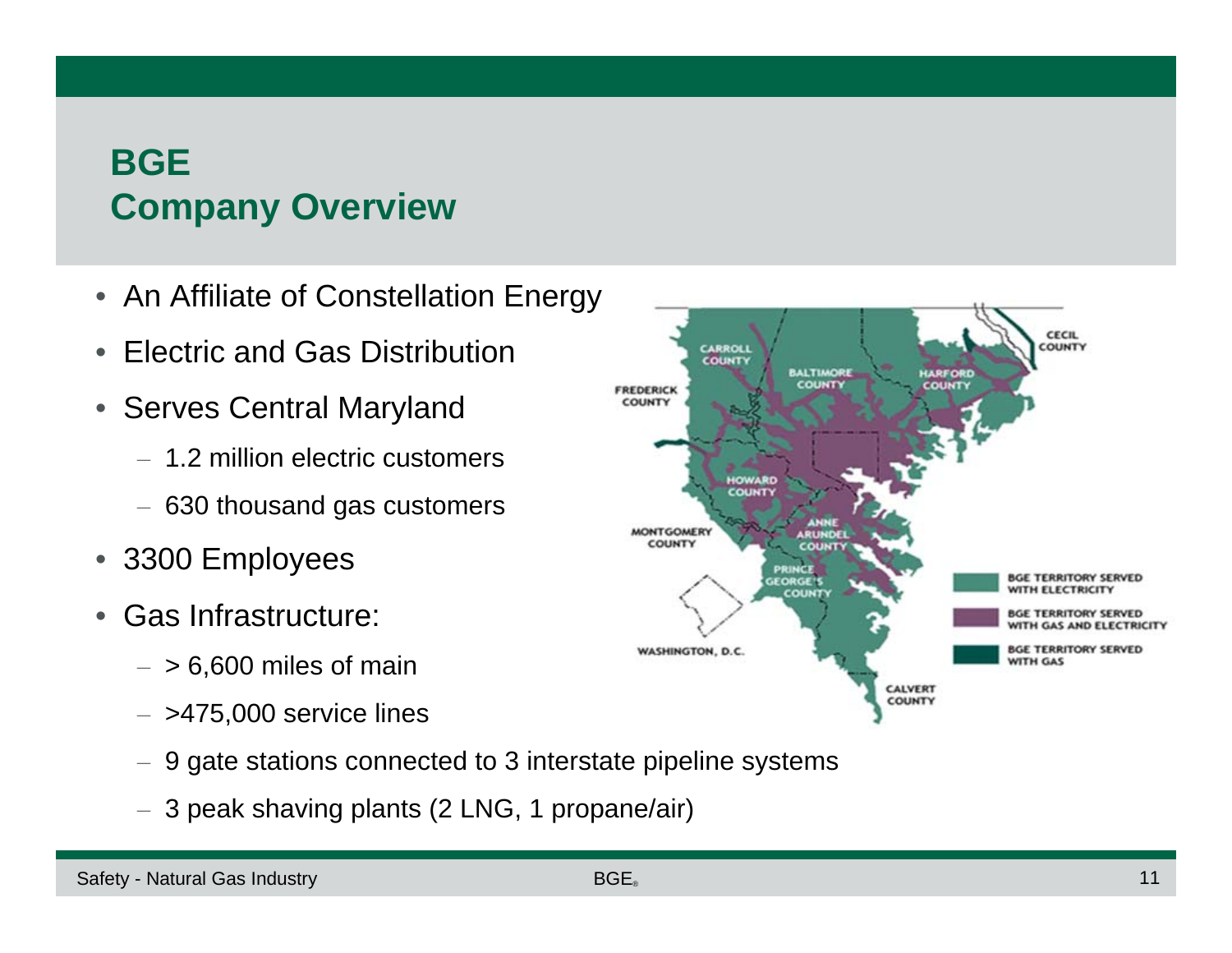# BGE
## Company Overview

- An Affiliate of Constellation Energy
- Electric and Gas Distribution
- Serves Central Maryland
  - 1.2 million electric customers
  - 630 thousand gas customers
- 3300 Employees
- Gas Infrastructure:
  - > 6,600 miles of main
  - >475,000 service lines
  - 9 gate stations connected to 3 interstate pipeline systems
  - 3 peak shaving plants (2 LNG, 1 propane/air)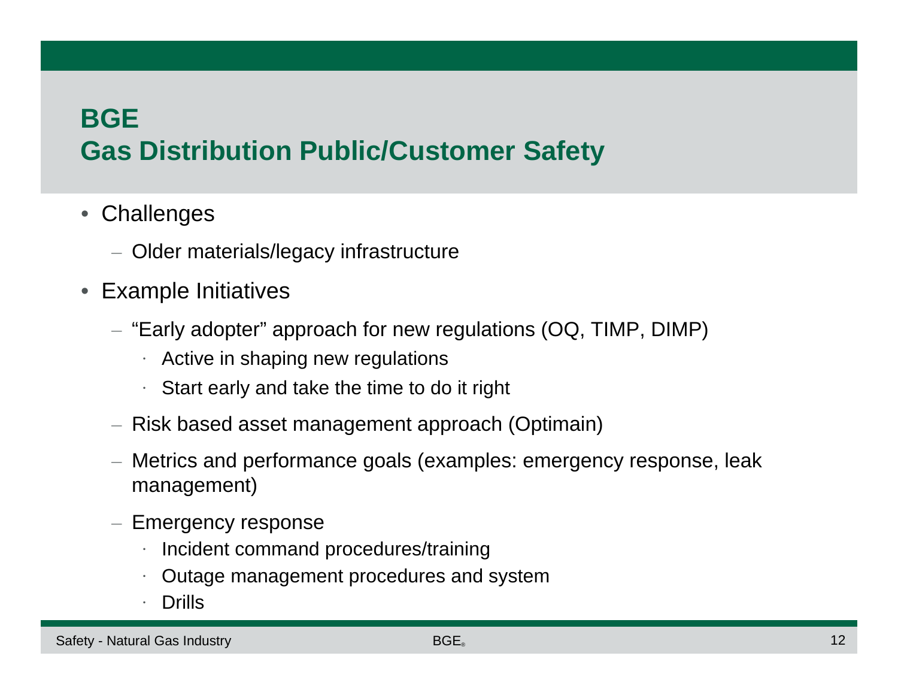# BGE
# Gas Distribution Public/Customer Safety

- Challenges
  - Older materials/legacy infrastructure
- Example Initiatives
  - "Early adopter" approach for new regulations (OQ, TIMP, DIMP)
    - Active in shaping new regulations
    - Start early and take the time to do it right
  - Risk based asset management approach (Optimain)
  - Metrics and performance goals (examples: emergency response, leak management)
  - Emergency response
    - Incident command procedures/training
    - Outage management procedures and system
    - Drills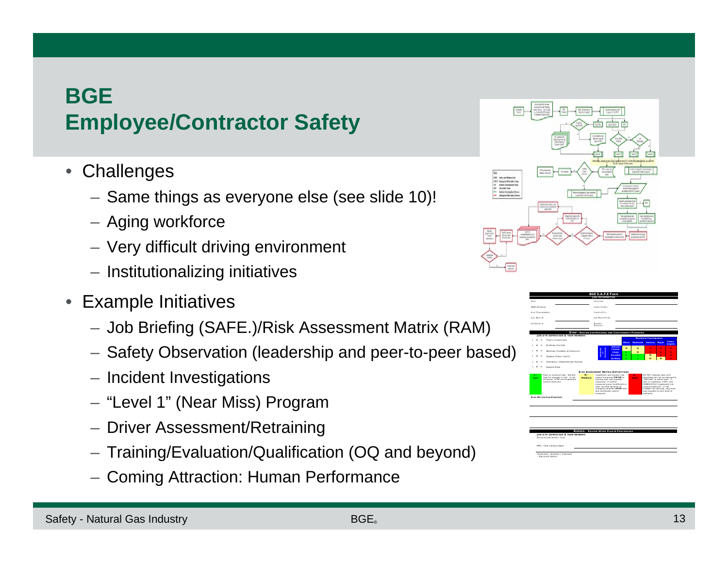# BGE
# Employee/Contractor Safety

- Challenges
  - Same things as everyone else (see slide 10)!
  - Aging workforce
  - Very difficult driving environment
  - Institutionalizing initiatives
- Example Initiatives
  - Job Briefing (SAFE.)/Risk Assessment Matrix (RAM)
  - Safety Observation (leadership and peer-to-peer based)
  - Incident Investigations
  - "Level 1" (Near Miss) Program
  - Driver Assessment/Retraining
  - Training/Evaluation/Qualification (OQ and beyond)
  - Coming Attraction: Human Performance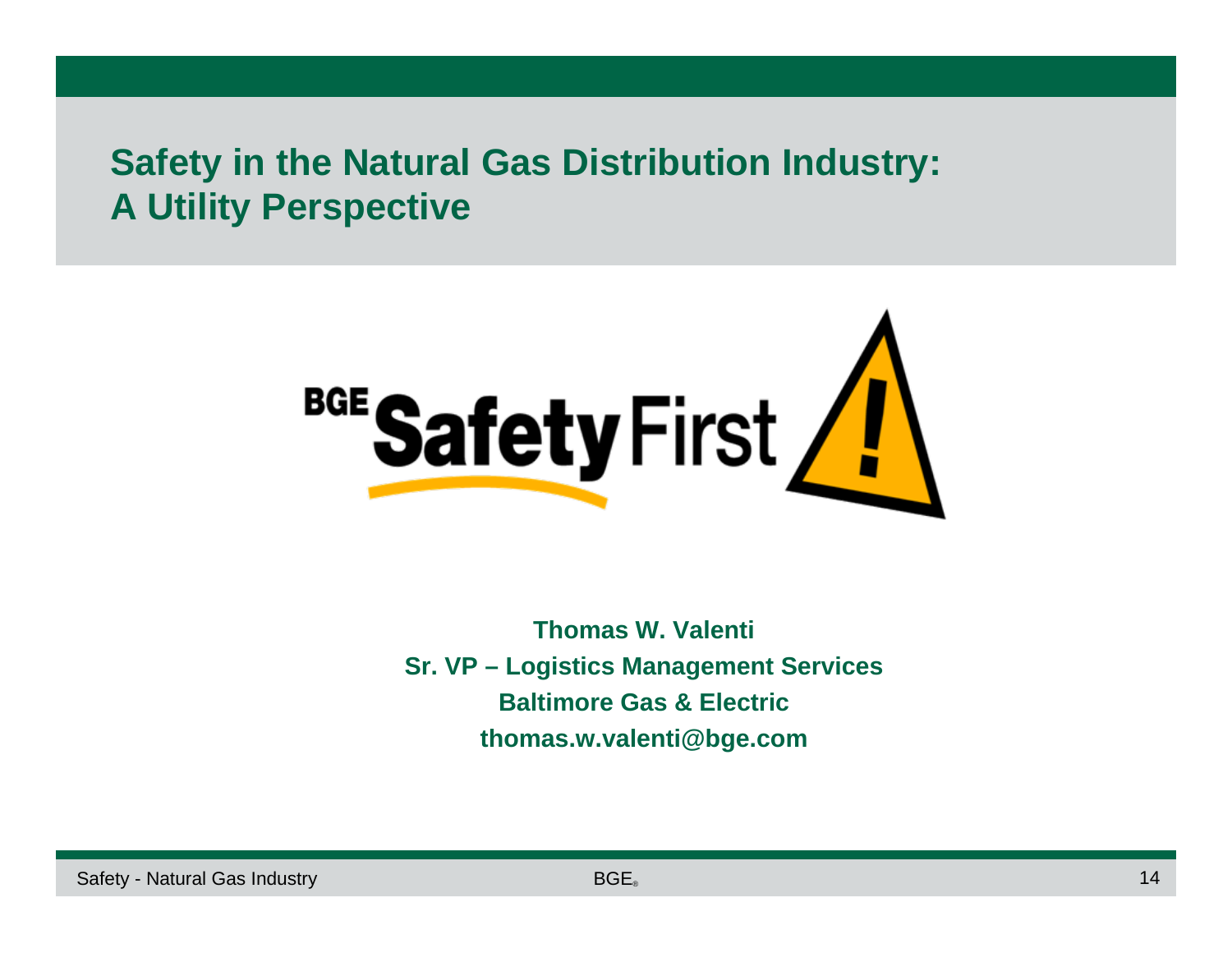# Safety in the Natural Gas Distribution Industry: A Utility Perspective

BGE Safety First

**Thomas W. Valenti**

**Sr. VP – Logistics Management Services**

**Baltimore Gas & Electric**

**thomas.w.valenti@bge.com**